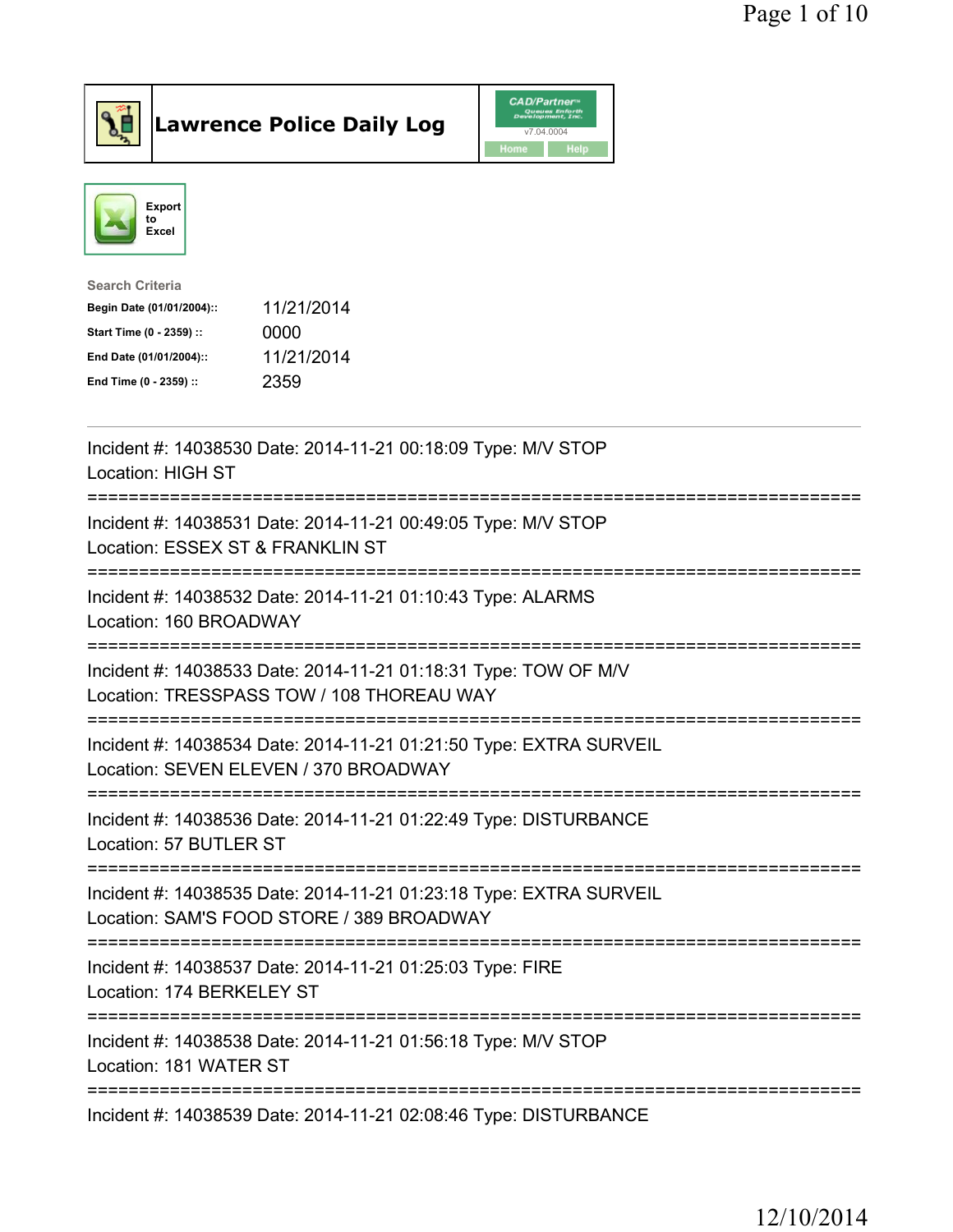# Lawrence Police Daily Log

Export to Excel

Search Criteria

| | |
|---|---|
| Begin Date (01/01/2004):: | 11/21/2014 |
| Start Time (0 - 2359) :: | 0000 |
| End Date (01/01/2004):: | 11/21/2014 |
| End Time (0 - 2359) :: | 2359 |

---

Incident #: 14038530 Date: 2014-11-21 00:18:09 Type: M/V STOP
Location: HIGH ST

===========================================================================

Incident #: 14038531 Date: 2014-11-21 00:49:05 Type: M/V STOP
Location: ESSEX ST & FRANKLIN ST

===========================================================================

Incident #: 14038532 Date: 2014-11-21 01:10:43 Type: ALARMS
Location: 160 BROADWAY

===========================================================================

Incident #: 14038533 Date: 2014-11-21 01:18:31 Type: TOW OF M/V
Location: TRESSPASS TOW / 108 THOREAU WAY

===========================================================================

Incident #: 14038534 Date: 2014-11-21 01:21:50 Type: EXTRA SURVEIL
Location: SEVEN ELEVEN / 370 BROADWAY

===========================================================================

Incident #: 14038536 Date: 2014-11-21 01:22:49 Type: DISTURBANCE
Location: 57 BUTLER ST

===========================================================================

Incident #: 14038535 Date: 2014-11-21 01:23:18 Type: EXTRA SURVEIL
Location: SAM'S FOOD STORE / 389 BROADWAY

===========================================================================

Incident #: 14038537 Date: 2014-11-21 01:25:03 Type: FIRE
Location: 174 BERKELEY ST

===========================================================================

Incident #: 14038538 Date: 2014-11-21 01:56:18 Type: M/V STOP
Location: 181 WATER ST

===========================================================================

Incident #: 14038539 Date: 2014-11-21 02:08:46 Type: DISTURBANCE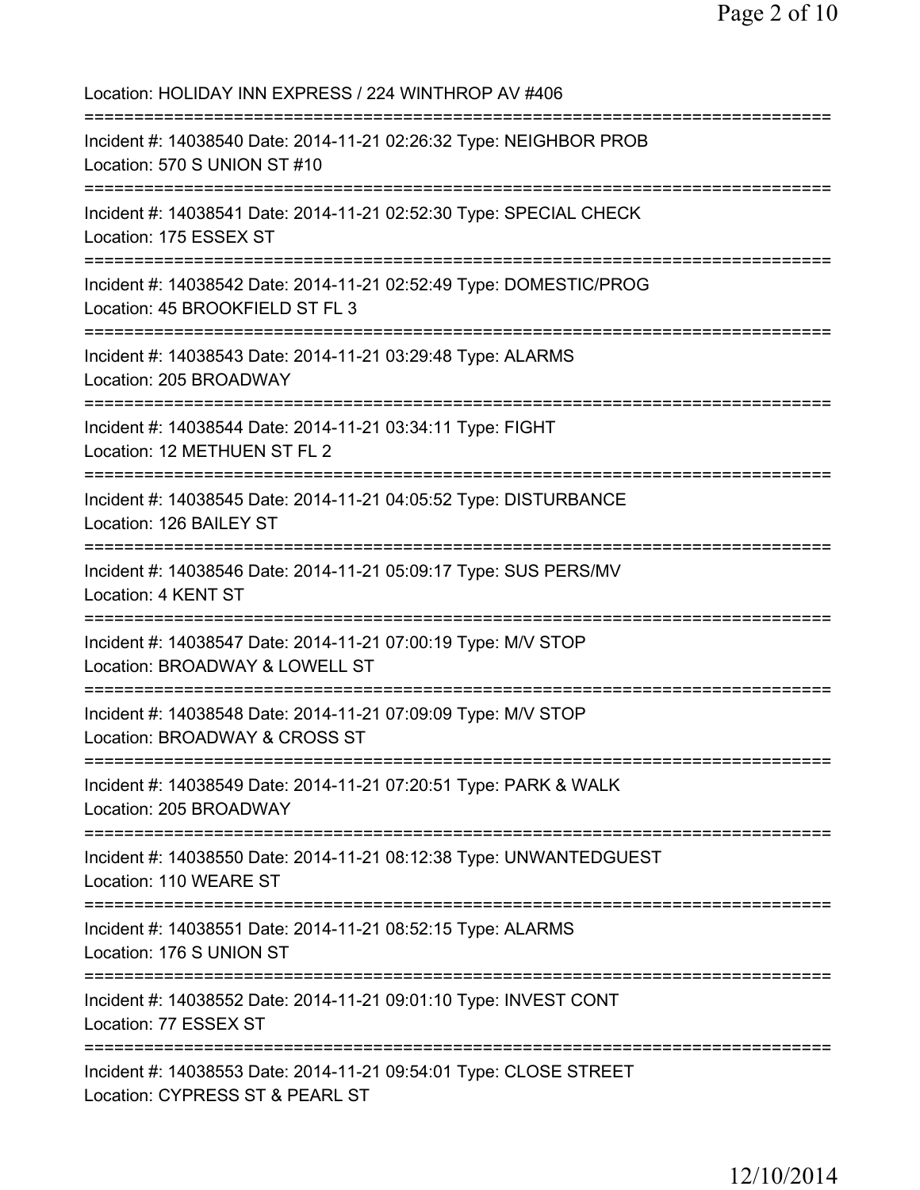Location: HOLIDAY INN EXPRESS / 224 WINTHROP AV #406

===========================================================================

Incident #: 14038540 Date: 2014-11-21 02:26:32 Type: NEIGHBOR PROB
Location: 570 S UNION ST #10

===========================================================================

Incident #: 14038541 Date: 2014-11-21 02:52:30 Type: SPECIAL CHECK
Location: 175 ESSEX ST

===========================================================================

Incident #: 14038542 Date: 2014-11-21 02:52:49 Type: DOMESTIC/PROG
Location: 45 BROOKFIELD ST FL 3

===========================================================================

Incident #: 14038543 Date: 2014-11-21 03:29:48 Type: ALARMS
Location: 205 BROADWAY

===========================================================================

Incident #: 14038544 Date: 2014-11-21 03:34:11 Type: FIGHT
Location: 12 METHUEN ST FL 2

===========================================================================

Incident #: 14038545 Date: 2014-11-21 04:05:52 Type: DISTURBANCE
Location: 126 BAILEY ST

===========================================================================

Incident #: 14038546 Date: 2014-11-21 05:09:17 Type: SUS PERS/MV
Location: 4 KENT ST

===========================================================================

Incident #: 14038547 Date: 2014-11-21 07:00:19 Type: M/V STOP
Location: BROADWAY & LOWELL ST

===========================================================================

Incident #: 14038548 Date: 2014-11-21 07:09:09 Type: M/V STOP
Location: BROADWAY & CROSS ST

===========================================================================

Incident #: 14038549 Date: 2014-11-21 07:20:51 Type: PARK & WALK
Location: 205 BROADWAY

===========================================================================

Incident #: 14038550 Date: 2014-11-21 08:12:38 Type: UNWANTEDGUEST
Location: 110 WEARE ST

===========================================================================

Incident #: 14038551 Date: 2014-11-21 08:52:15 Type: ALARMS
Location: 176 S UNION ST

===========================================================================

Incident #: 14038552 Date: 2014-11-21 09:01:10 Type: INVEST CONT
Location: 77 ESSEX ST

===========================================================================

Incident #: 14038553 Date: 2014-11-21 09:54:01 Type: CLOSE STREET
Location: CYPRESS ST & PEARL ST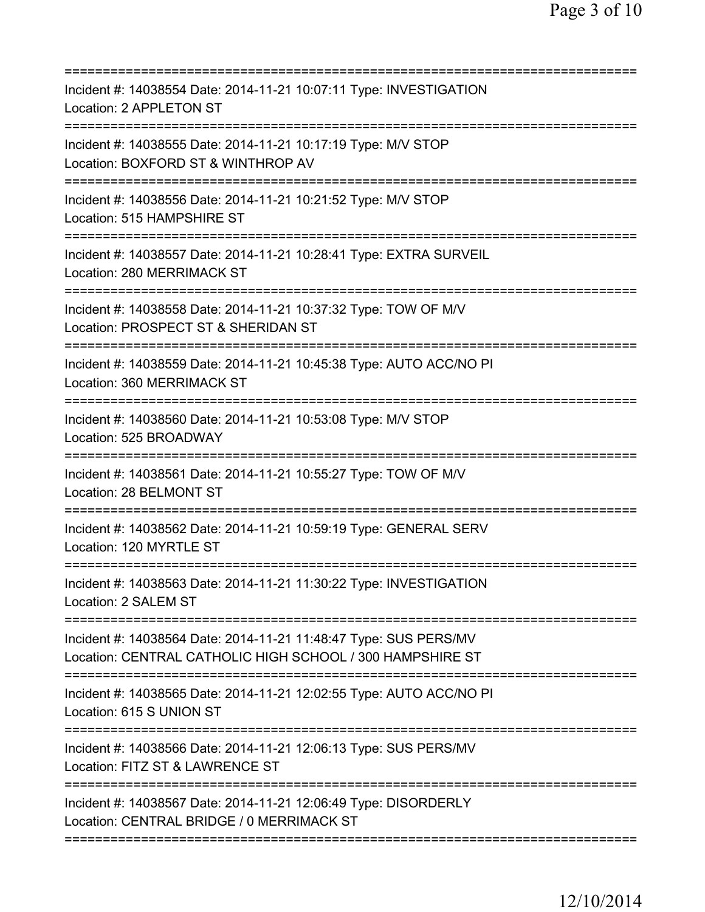===========================================================================
Incident #: 14038554 Date: 2014-11-21 10:07:11 Type: INVESTIGATION
Location: 2 APPLETON ST
===========================================================================
Incident #: 14038555 Date: 2014-11-21 10:17:19 Type: M/V STOP
Location: BOXFORD ST & WINTHROP AV
===========================================================================
Incident #: 14038556 Date: 2014-11-21 10:21:52 Type: M/V STOP
Location: 515 HAMPSHIRE ST
===========================================================================
Incident #: 14038557 Date: 2014-11-21 10:28:41 Type: EXTRA SURVEIL
Location: 280 MERRIMACK ST
===========================================================================
Incident #: 14038558 Date: 2014-11-21 10:37:32 Type: TOW OF M/V
Location: PROSPECT ST & SHERIDAN ST
===========================================================================
Incident #: 14038559 Date: 2014-11-21 10:45:38 Type: AUTO ACC/NO PI
Location: 360 MERRIMACK ST
===========================================================================
Incident #: 14038560 Date: 2014-11-21 10:53:08 Type: M/V STOP
Location: 525 BROADWAY
===========================================================================
Incident #: 14038561 Date: 2014-11-21 10:55:27 Type: TOW OF M/V
Location: 28 BELMONT ST
===========================================================================
Incident #: 14038562 Date: 2014-11-21 10:59:19 Type: GENERAL SERV
Location: 120 MYRTLE ST
===========================================================================
Incident #: 14038563 Date: 2014-11-21 11:30:22 Type: INVESTIGATION
Location: 2 SALEM ST
===========================================================================
Incident #: 14038564 Date: 2014-11-21 11:48:47 Type: SUS PERS/MV
Location: CENTRAL CATHOLIC HIGH SCHOOL / 300 HAMPSHIRE ST
===========================================================================
Incident #: 14038565 Date: 2014-11-21 12:02:55 Type: AUTO ACC/NO PI
Location: 615 S UNION ST
===========================================================================
Incident #: 14038566 Date: 2014-11-21 12:06:13 Type: SUS PERS/MV
Location: FITZ ST & LAWRENCE ST
===========================================================================
Incident #: 14038567 Date: 2014-11-21 12:06:49 Type: DISORDERLY
Location: CENTRAL BRIDGE / 0 MERRIMACK ST
===========================================================================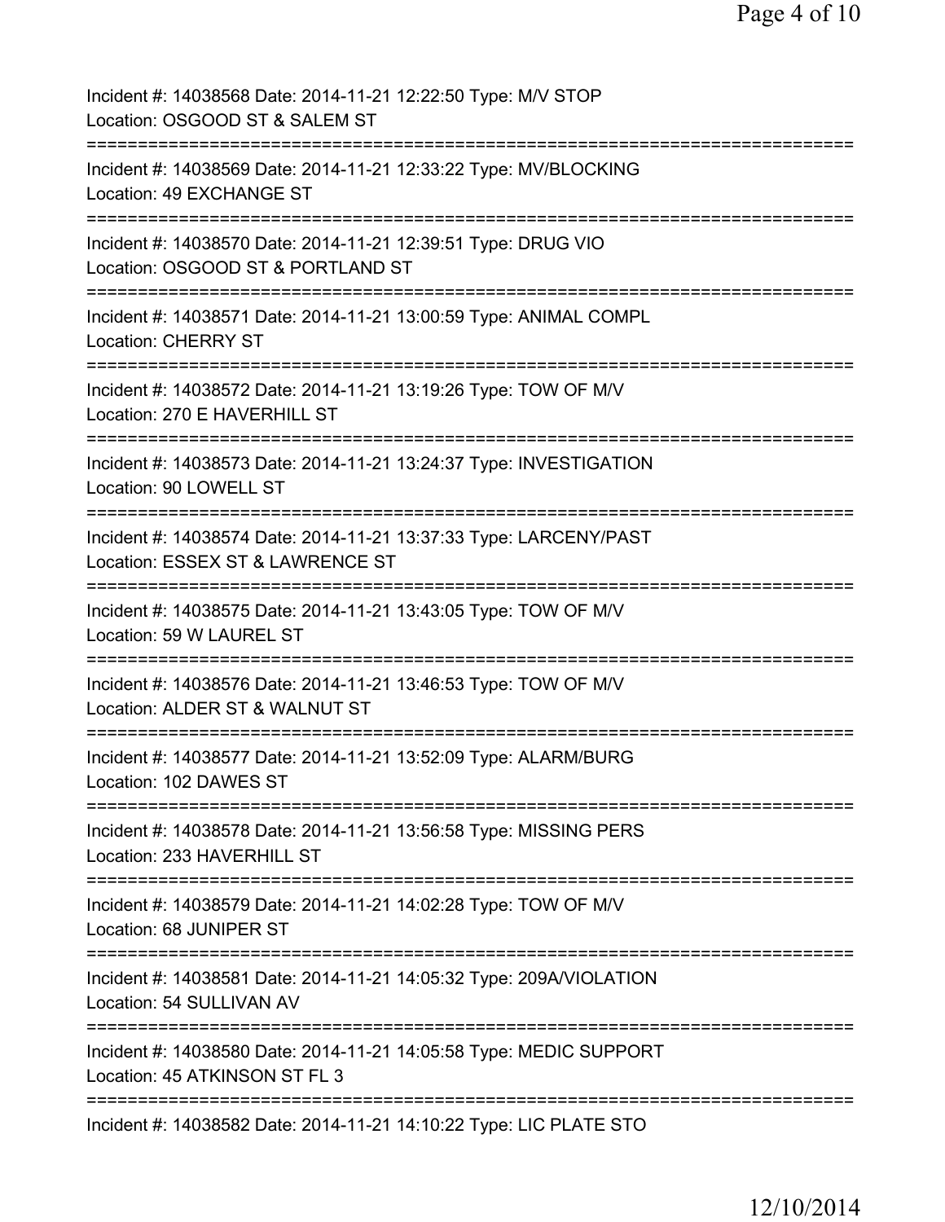Incident #: 14038568 Date: 2014-11-21 12:22:50 Type: M/V STOP
Location: OSGOOD ST & SALEM ST
===========================================================================
Incident #: 14038569 Date: 2014-11-21 12:33:22 Type: MV/BLOCKING
Location: 49 EXCHANGE ST
===========================================================================
Incident #: 14038570 Date: 2014-11-21 12:39:51 Type: DRUG VIO
Location: OSGOOD ST & PORTLAND ST
===========================================================================
Incident #: 14038571 Date: 2014-11-21 13:00:59 Type: ANIMAL COMPL
Location: CHERRY ST
===========================================================================
Incident #: 14038572 Date: 2014-11-21 13:19:26 Type: TOW OF M/V
Location: 270 E HAVERHILL ST
===========================================================================
Incident #: 14038573 Date: 2014-11-21 13:24:37 Type: INVESTIGATION
Location: 90 LOWELL ST
===========================================================================
Incident #: 14038574 Date: 2014-11-21 13:37:33 Type: LARCENY/PAST
Location: ESSEX ST & LAWRENCE ST
===========================================================================
Incident #: 14038575 Date: 2014-11-21 13:43:05 Type: TOW OF M/V
Location: 59 W LAUREL ST
===========================================================================
Incident #: 14038576 Date: 2014-11-21 13:46:53 Type: TOW OF M/V
Location: ALDER ST & WALNUT ST
===========================================================================
Incident #: 14038577 Date: 2014-11-21 13:52:09 Type: ALARM/BURG
Location: 102 DAWES ST
===========================================================================
Incident #: 14038578 Date: 2014-11-21 13:56:58 Type: MISSING PERS
Location: 233 HAVERHILL ST
===========================================================================
Incident #: 14038579 Date: 2014-11-21 14:02:28 Type: TOW OF M/V
Location: 68 JUNIPER ST
===========================================================================
Incident #: 14038581 Date: 2014-11-21 14:05:32 Type: 209A/VIOLATION
Location: 54 SULLIVAN AV
===========================================================================
Incident #: 14038580 Date: 2014-11-21 14:05:58 Type: MEDIC SUPPORT
Location: 45 ATKINSON ST FL 3
===========================================================================
Incident #: 14038582 Date: 2014-11-21 14:10:22 Type: LIC PLATE STO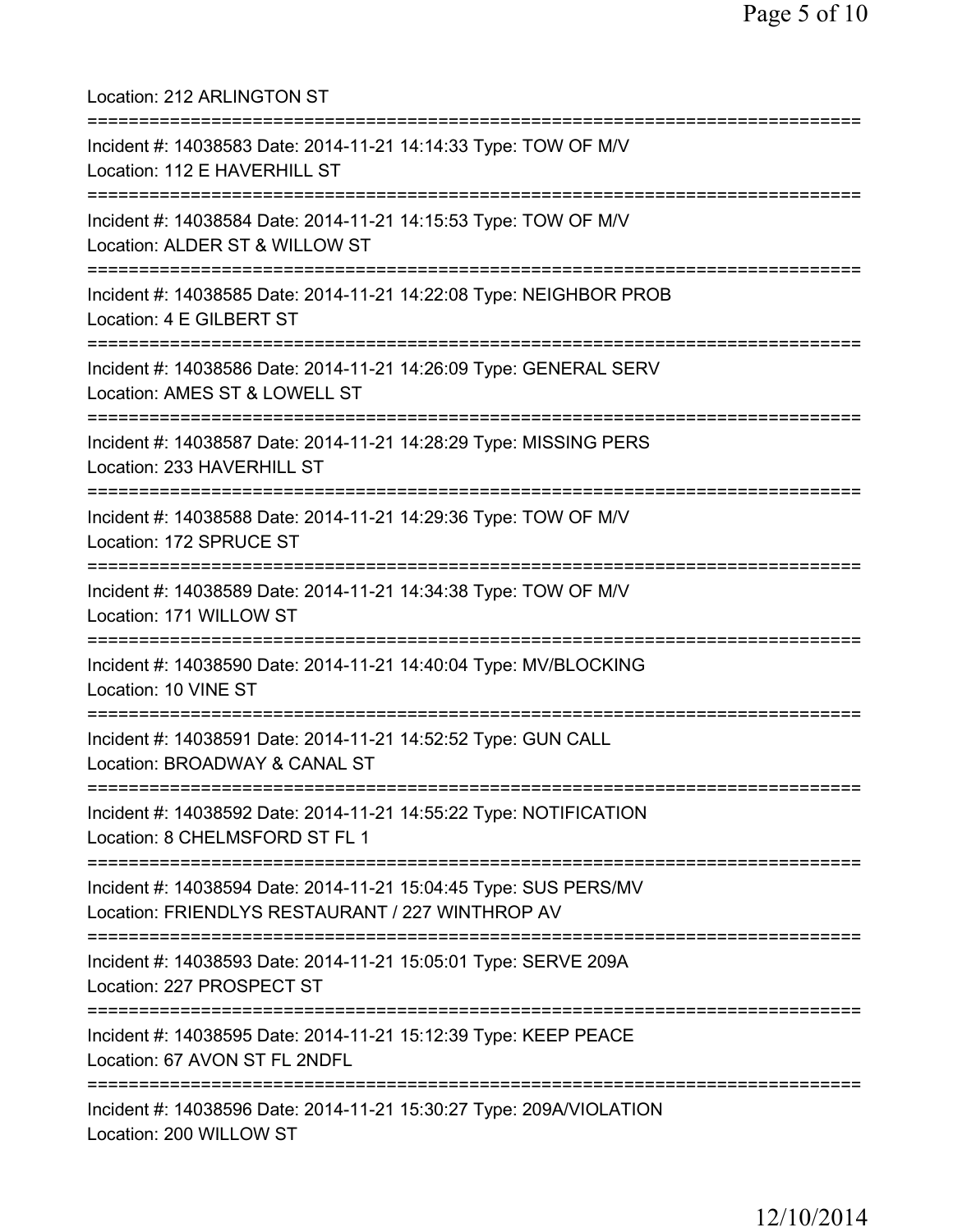Location: 212 ARLINGTON ST

===========================================================================

Incident #: 14038583 Date: 2014-11-21 14:14:33 Type: TOW OF M/V
Location: 112 E HAVERHILL ST

===========================================================================

Incident #: 14038584 Date: 2014-11-21 14:15:53 Type: TOW OF M/V
Location: ALDER ST & WILLOW ST

===========================================================================

Incident #: 14038585 Date: 2014-11-21 14:22:08 Type: NEIGHBOR PROB
Location: 4 E GILBERT ST

===========================================================================

Incident #: 14038586 Date: 2014-11-21 14:26:09 Type: GENERAL SERV
Location: AMES ST & LOWELL ST

===========================================================================

Incident #: 14038587 Date: 2014-11-21 14:28:29 Type: MISSING PERS
Location: 233 HAVERHILL ST

===========================================================================

Incident #: 14038588 Date: 2014-11-21 14:29:36 Type: TOW OF M/V
Location: 172 SPRUCE ST

===========================================================================

Incident #: 14038589 Date: 2014-11-21 14:34:38 Type: TOW OF M/V
Location: 171 WILLOW ST

===========================================================================

Incident #: 14038590 Date: 2014-11-21 14:40:04 Type: MV/BLOCKING
Location: 10 VINE ST

===========================================================================

Incident #: 14038591 Date: 2014-11-21 14:52:52 Type: GUN CALL
Location: BROADWAY & CANAL ST

===========================================================================

Incident #: 14038592 Date: 2014-11-21 14:55:22 Type: NOTIFICATION
Location: 8 CHELMSFORD ST FL 1

===========================================================================

Incident #: 14038594 Date: 2014-11-21 15:04:45 Type: SUS PERS/MV
Location: FRIENDLYS RESTAURANT / 227 WINTHROP AV

===========================================================================

Incident #: 14038593 Date: 2014-11-21 15:05:01 Type: SERVE 209A
Location: 227 PROSPECT ST

===========================================================================

Incident #: 14038595 Date: 2014-11-21 15:12:39 Type: KEEP PEACE
Location: 67 AVON ST FL 2NDFL

===========================================================================

Incident #: 14038596 Date: 2014-11-21 15:30:27 Type: 209A/VIOLATION
Location: 200 WILLOW ST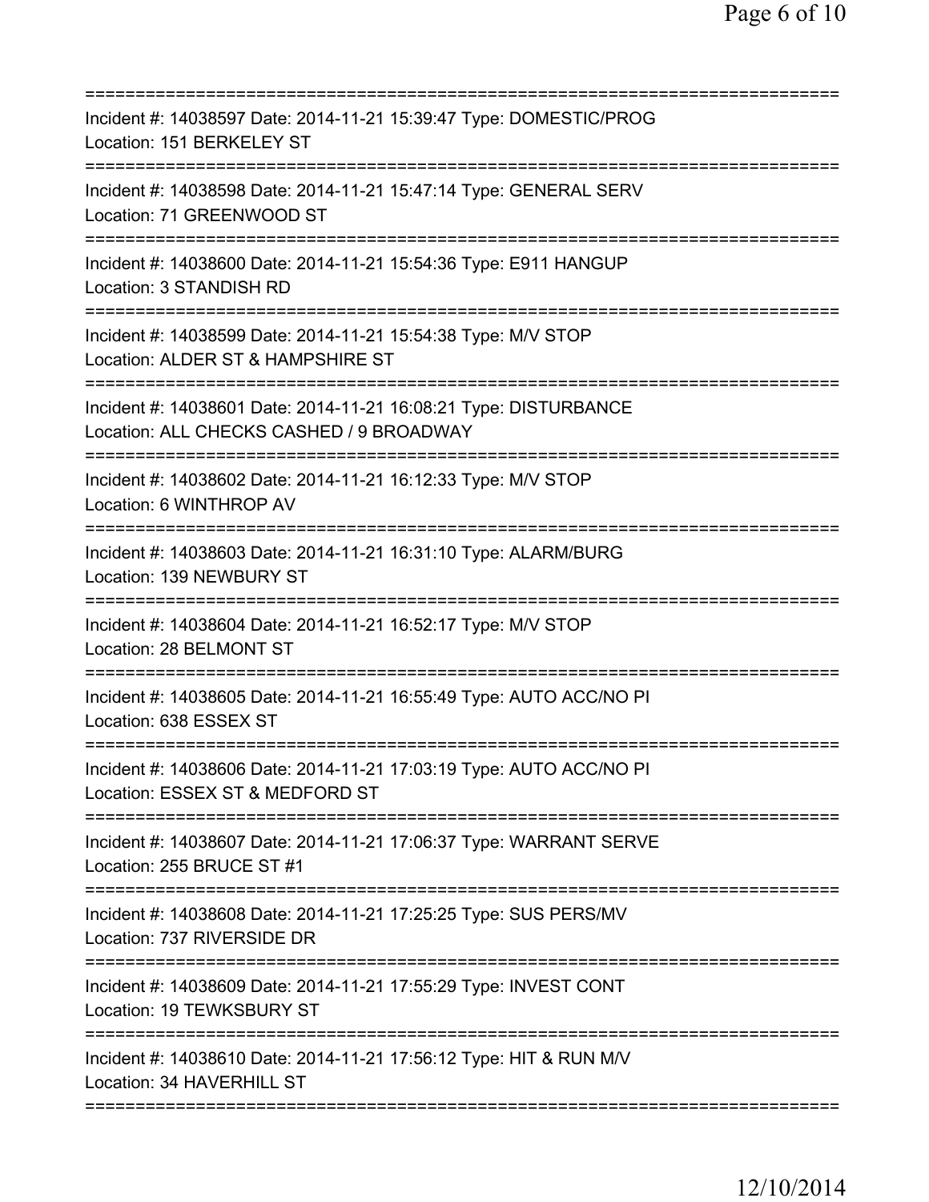===========================================================================
Incident #: 14038597 Date: 2014-11-21 15:39:47 Type: DOMESTIC/PROG
Location: 151 BERKELEY ST
===========================================================================
Incident #: 14038598 Date: 2014-11-21 15:47:14 Type: GENERAL SERV
Location: 71 GREENWOOD ST
===========================================================================
Incident #: 14038600 Date: 2014-11-21 15:54:36 Type: E911 HANGUP
Location: 3 STANDISH RD
===========================================================================
Incident #: 14038599 Date: 2014-11-21 15:54:38 Type: M/V STOP
Location: ALDER ST & HAMPSHIRE ST
===========================================================================
Incident #: 14038601 Date: 2014-11-21 16:08:21 Type: DISTURBANCE
Location: ALL CHECKS CASHED / 9 BROADWAY
===========================================================================
Incident #: 14038602 Date: 2014-11-21 16:12:33 Type: M/V STOP
Location: 6 WINTHROP AV
===========================================================================
Incident #: 14038603 Date: 2014-11-21 16:31:10 Type: ALARM/BURG
Location: 139 NEWBURY ST
===========================================================================
Incident #: 14038604 Date: 2014-11-21 16:52:17 Type: M/V STOP
Location: 28 BELMONT ST
===========================================================================
Incident #: 14038605 Date: 2014-11-21 16:55:49 Type: AUTO ACC/NO PI
Location: 638 ESSEX ST
===========================================================================
Incident #: 14038606 Date: 2014-11-21 17:03:19 Type: AUTO ACC/NO PI
Location: ESSEX ST & MEDFORD ST
===========================================================================
Incident #: 14038607 Date: 2014-11-21 17:06:37 Type: WARRANT SERVE
Location: 255 BRUCE ST #1
===========================================================================
Incident #: 14038608 Date: 2014-11-21 17:25:25 Type: SUS PERS/MV
Location: 737 RIVERSIDE DR
===========================================================================
Incident #: 14038609 Date: 2014-11-21 17:55:29 Type: INVEST CONT
Location: 19 TEWKSBURY ST
===========================================================================
Incident #: 14038610 Date: 2014-11-21 17:56:12 Type: HIT & RUN M/V
Location: 34 HAVERHILL ST
===========================================================================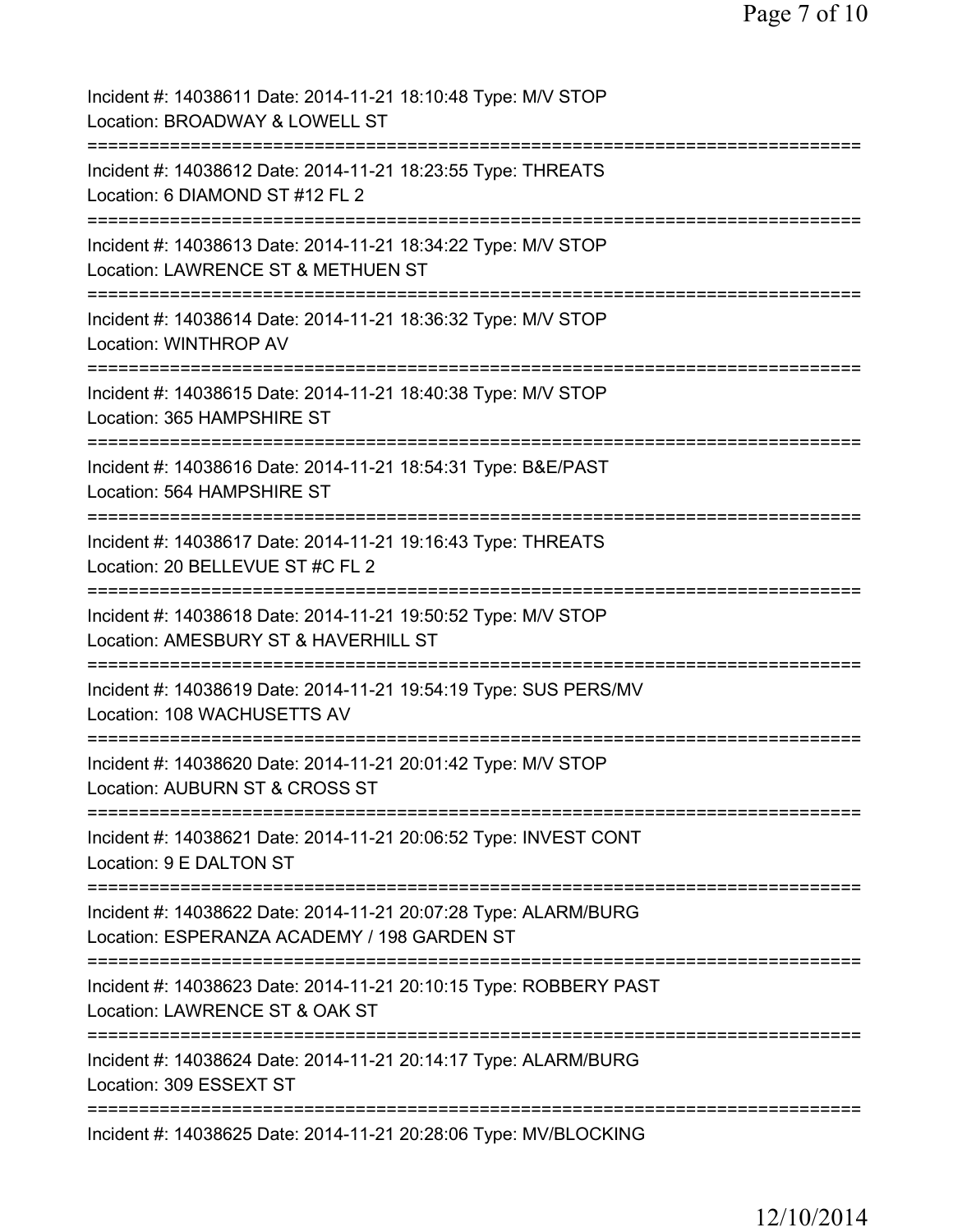Incident #: 14038611 Date: 2014-11-21 18:10:48 Type: M/V STOP
Location: BROADWAY & LOWELL ST
===========================================================================
Incident #: 14038612 Date: 2014-11-21 18:23:55 Type: THREATS
Location: 6 DIAMOND ST #12 FL 2
===========================================================================
Incident #: 14038613 Date: 2014-11-21 18:34:22 Type: M/V STOP
Location: LAWRENCE ST & METHUEN ST
===========================================================================
Incident #: 14038614 Date: 2014-11-21 18:36:32 Type: M/V STOP
Location: WINTHROP AV
===========================================================================
Incident #: 14038615 Date: 2014-11-21 18:40:38 Type: M/V STOP
Location: 365 HAMPSHIRE ST
===========================================================================
Incident #: 14038616 Date: 2014-11-21 18:54:31 Type: B&E/PAST
Location: 564 HAMPSHIRE ST
===========================================================================
Incident #: 14038617 Date: 2014-11-21 19:16:43 Type: THREATS
Location: 20 BELLEVUE ST #C FL 2
===========================================================================
Incident #: 14038618 Date: 2014-11-21 19:50:52 Type: M/V STOP
Location: AMESBURY ST & HAVERHILL ST
===========================================================================
Incident #: 14038619 Date: 2014-11-21 19:54:19 Type: SUS PERS/MV
Location: 108 WACHUSETTS AV
===========================================================================
Incident #: 14038620 Date: 2014-11-21 20:01:42 Type: M/V STOP
Location: AUBURN ST & CROSS ST
===========================================================================
Incident #: 14038621 Date: 2014-11-21 20:06:52 Type: INVEST CONT
Location: 9 E DALTON ST
===========================================================================
Incident #: 14038622 Date: 2014-11-21 20:07:28 Type: ALARM/BURG
Location: ESPERANZA ACADEMY / 198 GARDEN ST
===========================================================================
Incident #: 14038623 Date: 2014-11-21 20:10:15 Type: ROBBERY PAST
Location: LAWRENCE ST & OAK ST
===========================================================================
Incident #: 14038624 Date: 2014-11-21 20:14:17 Type: ALARM/BURG
Location: 309 ESSEXT ST
===========================================================================
Incident #: 14038625 Date: 2014-11-21 20:28:06 Type: MV/BLOCKING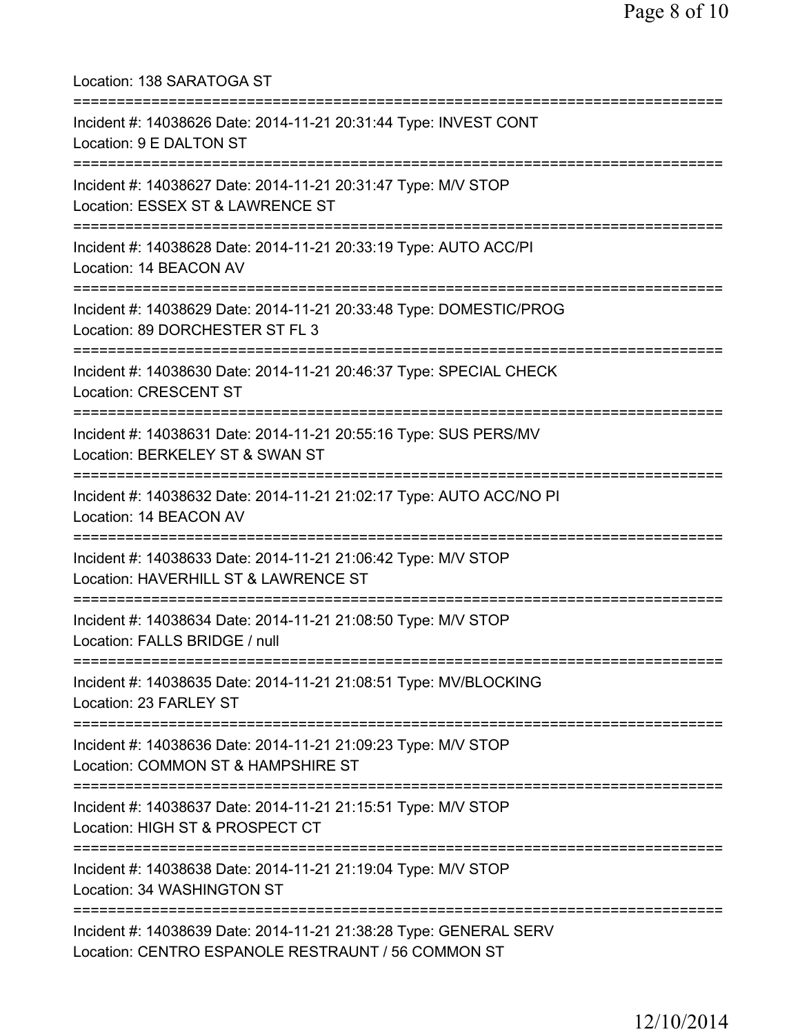Location: 138 SARATOGA ST

===========================================================================

Incident #: 14038626 Date: 2014-11-21 20:31:44 Type: INVEST CONT
Location: 9 E DALTON ST

===========================================================================

Incident #: 14038627 Date: 2014-11-21 20:31:47 Type: M/V STOP
Location: ESSEX ST & LAWRENCE ST

===========================================================================

Incident #: 14038628 Date: 2014-11-21 20:33:19 Type: AUTO ACC/PI
Location: 14 BEACON AV

===========================================================================

Incident #: 14038629 Date: 2014-11-21 20:33:48 Type: DOMESTIC/PROG
Location: 89 DORCHESTER ST FL 3

===========================================================================

Incident #: 14038630 Date: 2014-11-21 20:46:37 Type: SPECIAL CHECK
Location: CRESCENT ST

===========================================================================

Incident #: 14038631 Date: 2014-11-21 20:55:16 Type: SUS PERS/MV
Location: BERKELEY ST & SWAN ST

===========================================================================

Incident #: 14038632 Date: 2014-11-21 21:02:17 Type: AUTO ACC/NO PI
Location: 14 BEACON AV

===========================================================================

Incident #: 14038633 Date: 2014-11-21 21:06:42 Type: M/V STOP
Location: HAVERHILL ST & LAWRENCE ST

===========================================================================

Incident #: 14038634 Date: 2014-11-21 21:08:50 Type: M/V STOP
Location: FALLS BRIDGE / null

===========================================================================

Incident #: 14038635 Date: 2014-11-21 21:08:51 Type: MV/BLOCKING
Location: 23 FARLEY ST

===========================================================================

Incident #: 14038636 Date: 2014-11-21 21:09:23 Type: M/V STOP
Location: COMMON ST & HAMPSHIRE ST

===========================================================================

Incident #: 14038637 Date: 2014-11-21 21:15:51 Type: M/V STOP
Location: HIGH ST & PROSPECT CT

===========================================================================

Incident #: 14038638 Date: 2014-11-21 21:19:04 Type: M/V STOP
Location: 34 WASHINGTON ST

===========================================================================

Incident #: 14038639 Date: 2014-11-21 21:38:28 Type: GENERAL SERV
Location: CENTRO ESPANOLE RESTRAUNT / 56 COMMON ST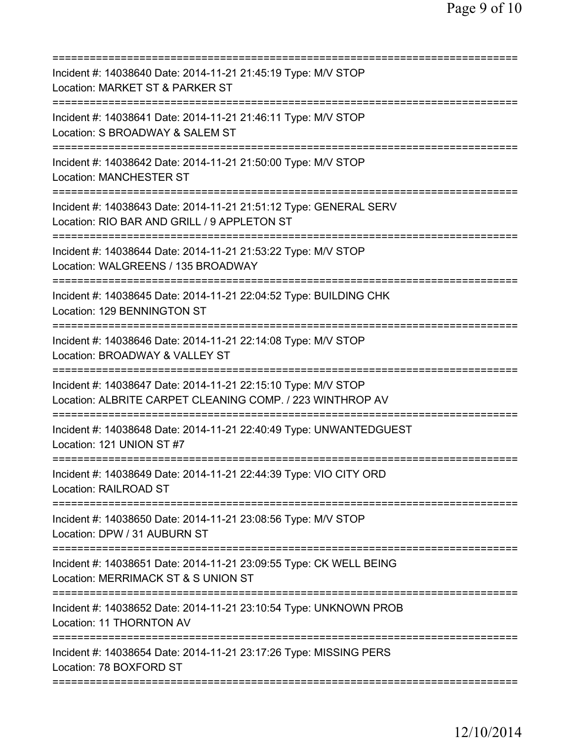==============================================================================
Incident #: 14038640 Date: 2014-11-21 21:45:19 Type: M/V STOP
Location: MARKET ST & PARKER ST
==============================================================================
Incident #: 14038641 Date: 2014-11-21 21:46:11 Type: M/V STOP
Location: S BROADWAY & SALEM ST
==============================================================================
Incident #: 14038642 Date: 2014-11-21 21:50:00 Type: M/V STOP
Location: MANCHESTER ST
==============================================================================
Incident #: 14038643 Date: 2014-11-21 21:51:12 Type: GENERAL SERV
Location: RIO BAR AND GRILL / 9 APPLETON ST
==============================================================================
Incident #: 14038644 Date: 2014-11-21 21:53:22 Type: M/V STOP
Location: WALGREENS / 135 BROADWAY
==============================================================================
Incident #: 14038645 Date: 2014-11-21 22:04:52 Type: BUILDING CHK
Location: 129 BENNINGTON ST
==============================================================================
Incident #: 14038646 Date: 2014-11-21 22:14:08 Type: M/V STOP
Location: BROADWAY & VALLEY ST
==============================================================================
Incident #: 14038647 Date: 2014-11-21 22:15:10 Type: M/V STOP
Location: ALBRITE CARPET CLEANING COMP. / 223 WINTHROP AV
==============================================================================
Incident #: 14038648 Date: 2014-11-21 22:40:49 Type: UNWANTEDGUEST
Location: 121 UNION ST #7
==============================================================================
Incident #: 14038649 Date: 2014-11-21 22:44:39 Type: VIO CITY ORD
Location: RAILROAD ST
==============================================================================
Incident #: 14038650 Date: 2014-11-21 23:08:56 Type: M/V STOP
Location: DPW / 31 AUBURN ST
==============================================================================
Incident #: 14038651 Date: 2014-11-21 23:09:55 Type: CK WELL BEING
Location: MERRIMACK ST & S UNION ST
==============================================================================
Incident #: 14038652 Date: 2014-11-21 23:10:54 Type: UNKNOWN PROB
Location: 11 THORNTON AV
==============================================================================
Incident #: 14038654 Date: 2014-11-21 23:17:26 Type: MISSING PERS
Location: 78 BOXFORD ST
==============================================================================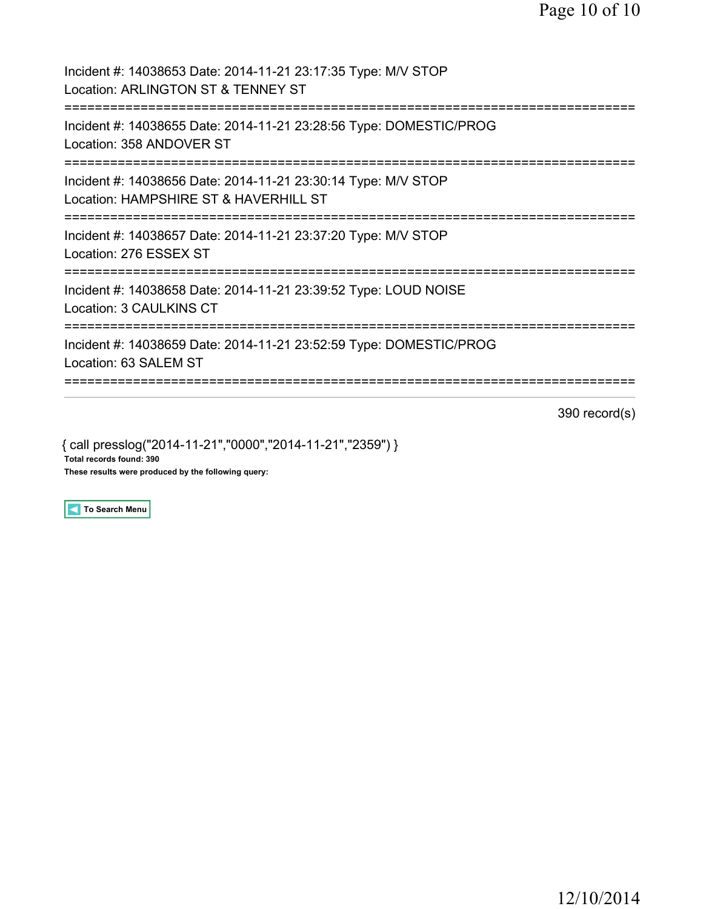Incident #: 14038653 Date: 2014-11-21 23:17:35 Type: M/V STOP
Location: ARLINGTON ST & TENNEY ST

===========================================================================

Incident #: 14038655 Date: 2014-11-21 23:28:56 Type: DOMESTIC/PROG
Location: 358 ANDOVER ST

===========================================================================

Incident #: 14038656 Date: 2014-11-21 23:30:14 Type: M/V STOP
Location: HAMPSHIRE ST & HAVERHILL ST

===========================================================================

Incident #: 14038657 Date: 2014-11-21 23:37:20 Type: M/V STOP
Location: 276 ESSEX ST

===========================================================================

Incident #: 14038658 Date: 2014-11-21 23:39:52 Type: LOUD NOISE
Location: 3 CAULKINS CT

===========================================================================

Incident #: 14038659 Date: 2014-11-21 23:52:59 Type: DOMESTIC/PROG
Location: 63 SALEM ST

===========================================================================

390 record(s)

{ call presslog("2014-11-21","0000","2014-11-21","2359") }

**Total records found: 390**

**These results were produced by the following query:**

To Search Menu

12/10/2014